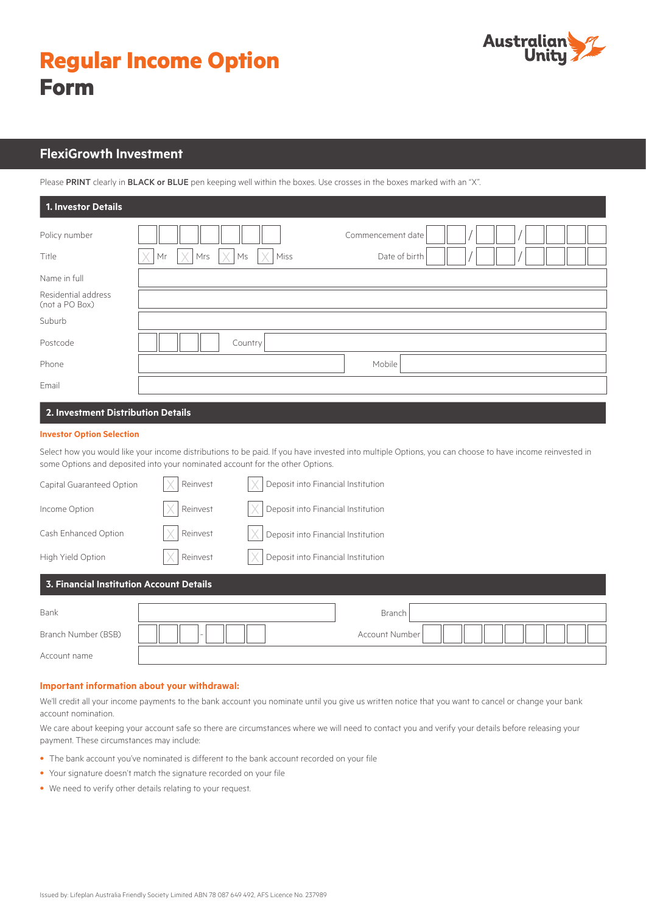# Regular Income Option Form

Australian Unity

## FlexiGrowth Investment

Please **PRINT** clearly in **BLACK or BLUE** pen keeping well within the boxes. Use crosses in the boxes marked with an "X".

### 1. Investor Details

| | | | |
|---|---|---|---|
| Policy number | | Commencement date | / / |
| Title | ☐ Mr ☐ Mrs ☐ Ms ☐ Miss | Date of birth | / / |
| Name in full | | | |
| Residential address (not a PO Box) | | | |
| Suburb | | | |
| Postcode | | Country | |
| Phone | | Mobile | |
| Email | | | |

### 2. Investment Distribution Details

**Investor Option Selection**

Select how you would like your income distributions to be paid. If you have invested into multiple Options, you can choose to have income reinvested in some Options and deposited into your nominated account for the other Options.

| | | |
|---|---|---|
| Capital Guaranteed Option | ☐ Reinvest | ☐ Deposit into Financial Institution |
| Income Option | ☐ Reinvest | ☐ Deposit into Financial Institution |
| Cash Enhanced Option | ☐ Reinvest | ☐ Deposit into Financial Institution |
| High Yield Option | ☐ Reinvest | ☐ Deposit into Financial Institution |

### 3. Financial Institution Account Details

| | | | |
|---|---|---|---|
| Bank | | Branch | |
| Branch Number (BSB) | - | Account Number | |
| Account name | | | |

**Important information about your withdrawal:**

We'll credit all your income payments to the bank account you nominate until you give us written notice that you want to cancel or change your bank account nomination.

We care about keeping your account safe so there are circumstances where we will need to contact you and verify your details before releasing your payment. These circumstances may include:

- The bank account you've nominated is different to the bank account recorded on your file
- Your signature doesn't match the signature recorded on your file
- We need to verify other details relating to your request.

Issued by: Lifeplan Australia Friendly Society Limited ABN 78 087 649 492, AFS Licence No. 237989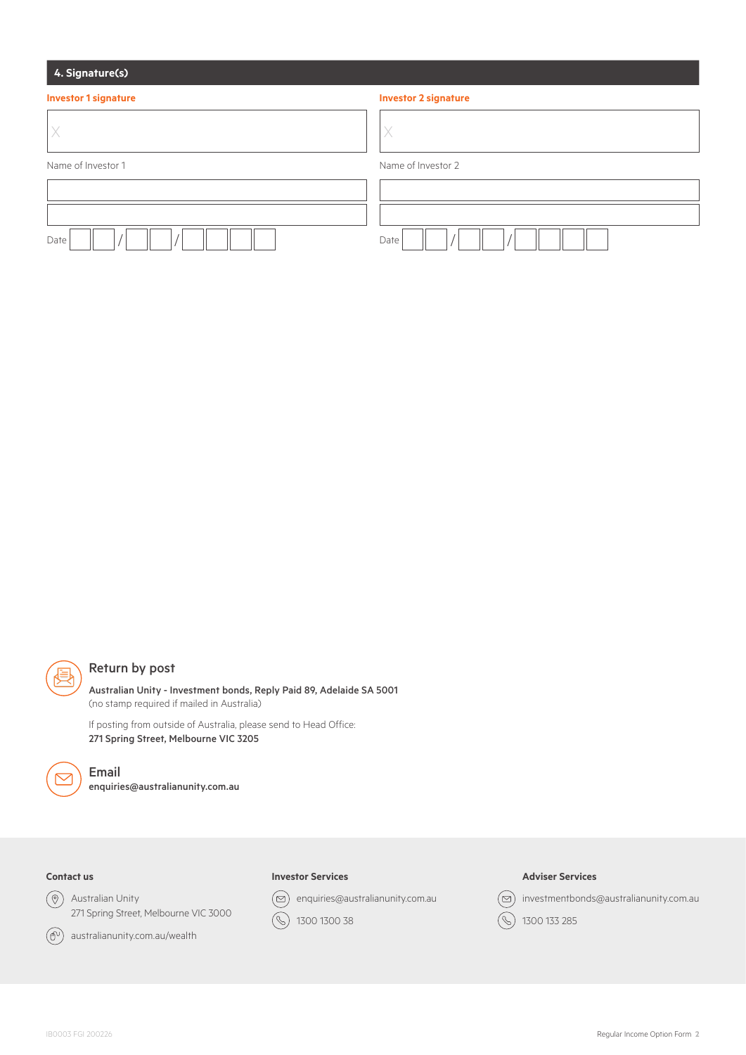## 4. Signature(s)

**Investor 1 signature**

X

Name of Investor 1

Date ___ / ___ / ______

**Investor 2 signature**

X

Name of Investor 2

Date ___ / ___ / ______

### Return by post

**Australian Unity - Investment bonds, Reply Paid 89, Adelaide SA 5001**
(no stamp required if mailed in Australia)

If posting from outside of Australia, please send to Head Office:
**271 Spring Street, Melbourne VIC 3205**

### Email

**enquiries@australianunity.com.au**

**Contact us**

Australian Unity
271 Spring Street, Melbourne VIC 3000

australianunity.com.au/wealth

**Investor Services**

enquiries@australianunity.com.au

1300 1300 38

**Adviser Services**

investmentbonds@australianunity.com.au

1300 133 285

IB0003 FGI 200226